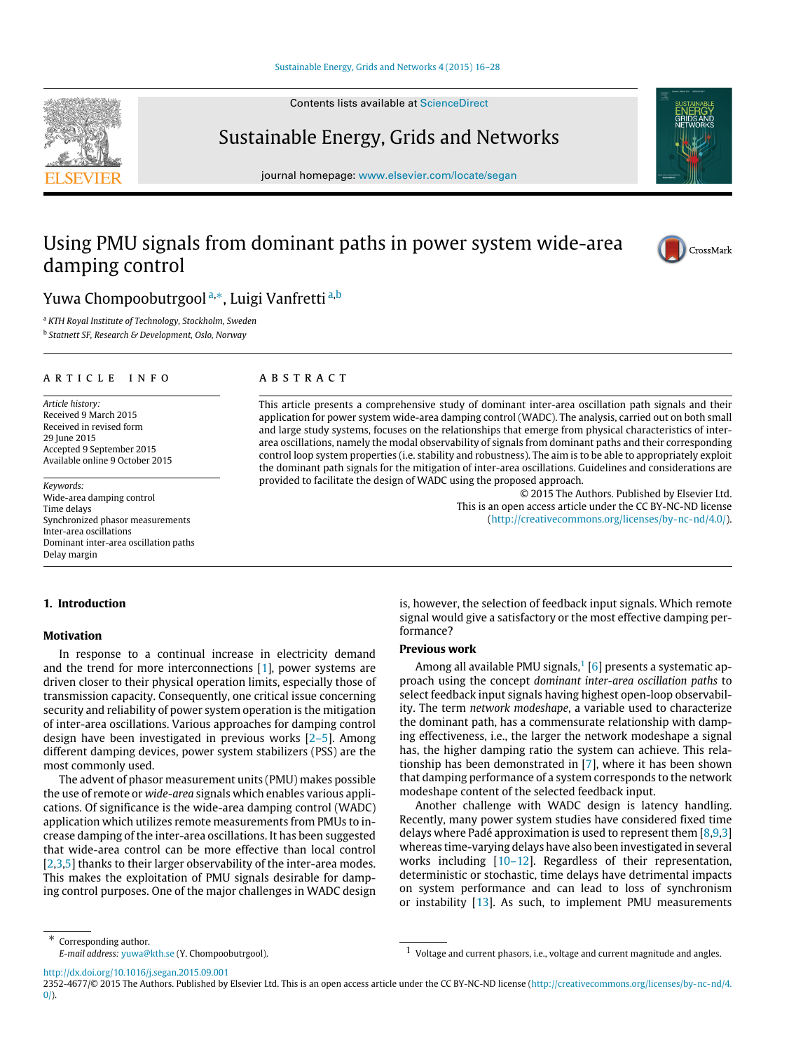# Using PMU signals from dominant paths in power system wide-area damping control

Yuwa Chompoobutrgool [a,*], Luigi Vanfretti [a,b]

[a] KTH Royal Institute of Technology, Stockholm, Sweden
[b] Statnett SF, Research & Development, Oslo, Norway

## ARTICLE INFO

*Article history:*
Received 9 March 2015
Received in revised form
29 June 2015
Accepted 9 September 2015
Available online 9 October 2015

*Keywords:*
Wide-area damping control
Time delays
Synchronized phasor measurements
Inter-area oscillations
Dominant inter-area oscillation paths
Delay margin

## ABSTRACT

This article presents a comprehensive study of dominant inter-area oscillation path signals and their application for power system wide-area damping control (WADC). The analysis, carried out on both small and large study systems, focuses on the relationships that emerge from physical characteristics of inter-area oscillations, namely the modal observability of signals from dominant paths and their corresponding control loop system properties (i.e. stability and robustness). The aim is to be able to appropriately exploit the dominant path signals for the mitigation of inter-area oscillations. Guidelines and considerations are provided to facilitate the design of WADC using the proposed approach.

© 2015 The Authors. Published by Elsevier Ltd.
This is an open access article under the CC BY-NC-ND license (http://creativecommons.org/licenses/by-nc-nd/4.0/).

## 1. Introduction

### Motivation

In response to a continual increase in electricity demand and the trend for more interconnections [1], power systems are driven closer to their physical operation limits, especially those of transmission capacity. Consequently, one critical issue concerning security and reliability of power system operation is the mitigation of inter-area oscillations. Various approaches for damping control design have been investigated in previous works [2–5]. Among different damping devices, power system stabilizers (PSS) are the most commonly used.

The advent of phasor measurement units (PMU) makes possible the use of remote or *wide-area* signals which enables various applications. Of significance is the wide-area damping control (WADC) application which utilizes remote measurements from PMUs to increase damping of the inter-area oscillations. It has been suggested that wide-area control can be more effective than local control [2,3,5] thanks to their larger observability of the inter-area modes. This makes the exploitation of PMU signals desirable for damping control purposes. One of the major challenges in WADC design is, however, the selection of feedback input signals. Which remote signal would give a satisfactory or the most effective damping performance?

### Previous work

Among all available PMU signals,[1] [6] presents a systematic approach using the concept *dominant inter-area oscillation paths* to select feedback input signals having highest open-loop observability. The term *network modeshape*, a variable used to characterize the dominant path, has a commensurate relationship with damping effectiveness, i.e., the larger the network modeshape a signal has, the higher damping ratio the system can achieve. This relationship has been demonstrated in [7], where it has been shown that damping performance of a system corresponds to the network modeshape content of the selected feedback input.

Another challenge with WADC design is latency handling. Recently, many power system studies have considered fixed time delays where Padé approximation is used to represent them [8,9,3] whereas time-varying delays have also been investigated in several works including [10–12]. Regardless of their representation, deterministic or stochastic, time delays have detrimental impacts on system performance and can lead to loss of synchronism or instability [13]. As such, to implement PMU measurements

\* Corresponding author.
*E-mail address:* yuwa@kth.se (Y. Chompoobutrgool).

[1] Voltage and current phasors, i.e., voltage and current magnitude and angles.

http://dx.doi.org/10.1016/j.segan.2015.09.001
2352-4677/© 2015 The Authors. Published by Elsevier Ltd. This is an open access article under the CC BY-NC-ND license (http://creativecommons.org/licenses/by-nc-nd/4.0/).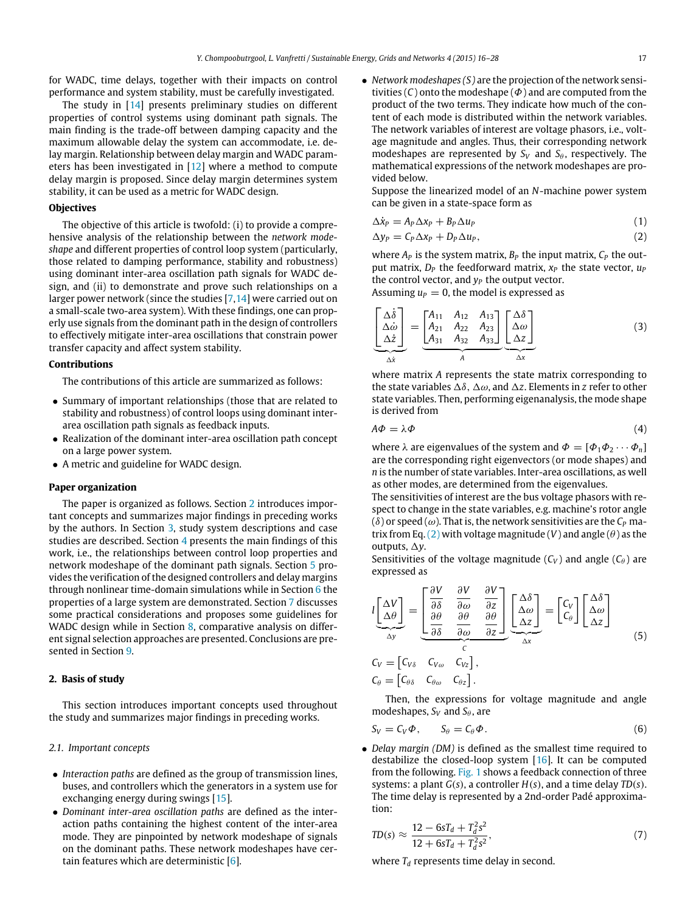for WADC, time delays, together with their impacts on control performance and system stability, must be carefully investigated.

The study in [14] presents preliminary studies on different properties of control systems using dominant path signals. The main finding is the trade-off between damping capacity and the maximum allowable delay the system can accommodate, i.e. delay margin. Relationship between delay margin and WADC parameters has been investigated in [12] where a method to compute delay margin is proposed. Since delay margin determines system stability, it can be used as a metric for WADC design.

**Objectives**

The objective of this article is twofold: (i) to provide a comprehensive analysis of the relationship between the *network modeshape* and different properties of control loop system (particularly, those related to damping performance, stability and robustness) using dominant inter-area oscillation path signals for WADC design, and (ii) to demonstrate and prove such relationships on a larger power network (since the studies [7,14] were carried out on a small-scale two-area system). With these findings, one can properly use signals from the dominant path in the design of controllers to effectively mitigate inter-area oscillations that constrain power transfer capacity and affect system stability.

**Contributions**

The contributions of this article are summarized as follows:

- Summary of important relationships (those that are related to stability and robustness) of control loops using dominant inter-area oscillation path signals as feedback inputs.
- Realization of the dominant inter-area oscillation path concept on a large power system.
- A metric and guideline for WADC design.

**Paper organization**

The paper is organized as follows. Section 2 introduces important concepts and summarizes major findings in preceding works by the authors. In Section 3, study system descriptions and case studies are described. Section 4 presents the main findings of this work, i.e., the relationships between control loop properties and network modeshape of the dominant path signals. Section 5 provides the verification of the designed controllers and delay margins through nonlinear time-domain simulations while in Section 6 the properties of a large system are demonstrated. Section 7 discusses some practical considerations and proposes some guidelines for WADC design while in Section 8, comparative analysis on different signal selection approaches are presented. Conclusions are presented in Section 9.

## 2. Basis of study

This section introduces important concepts used throughout the study and summarizes major findings in preceding works.

### 2.1. Important concepts

- *Interaction paths* are defined as the group of transmission lines, buses, and controllers which the generators in a system use for exchanging energy during swings [15].
- *Dominant inter-area oscillation paths* are defined as the interaction paths containing the highest content of the inter-area mode. They are pinpointed by network modeshape of signals on the dominant paths. These network modeshapes have certain features which are deterministic [6].
- *Network modeshapes* $(S)$ are the projection of the network sensitivities $(C)$ onto the modeshape $(\Phi)$ and are computed from the product of the two terms. They indicate how much of the content of each mode is distributed within the network variables. The network variables of interest are voltage phasors, i.e., voltage magnitude and angles. Thus, their corresponding network modeshapes are represented by $S_V$ and $S_\theta$, respectively. The mathematical expressions of the network modeshapes are provided below.

  Suppose the linearized model of an $N$-machine power system can be given in a state-space form as

$$\Delta\dot{x}_P = A_P\Delta x_P + B_P\Delta u_P \tag{1}$$

$$\Delta y_P = C_P\Delta x_P + D_P\Delta u_P, \tag{2}$$

  where $A_P$ is the system matrix, $B_P$ the input matrix, $C_P$ the output matrix, $D_P$ the feedforward matrix, $x_P$ the state vector, $u_P$ the control vector, and $y_P$ the output vector.

  Assuming $u_P = 0$, the model is expressed as

$$\underbrace{\begin{bmatrix}\Delta\dot{\delta}\\ \Delta\dot{\omega}\\ \Delta\dot{z}\end{bmatrix}}_{\Delta\dot{x}} = \underbrace{\begin{bmatrix}A_{11} & A_{12} & A_{13}\\ A_{21} & A_{22} & A_{23}\\ A_{31} & A_{32} & A_{33}\end{bmatrix}}_{A}\underbrace{\begin{bmatrix}\Delta\delta\\ \Delta\omega\\ \Delta z\end{bmatrix}}_{\Delta x} \tag{3}$$

  where matrix $A$ represents the state matrix corresponding to the state variables $\Delta\delta$, $\Delta\omega$, and $\Delta z$. Elements in $z$ refer to other state variables. Then, performing eigenanalysis, the mode shape is derived from

$$A\Phi = \lambda\Phi \tag{4}$$

  where $\lambda$ are eigenvalues of the system and $\Phi = [\Phi_1\Phi_2\cdots\Phi_n]$ are the corresponding right eigenvectors (or mode shapes) and $n$ is the number of state variables. Inter-area oscillations, as well as other modes, are determined from the eigenvalues.

  The sensitivities of interest are the bus voltage phasors with respect to change in the state variables, e.g. machine's rotor angle $(\delta)$ or speed $(\omega)$. That is, the network sensitivities are the $C_P$ matrix from Eq. (2) with voltage magnitude $(V)$ and angle $(\theta)$ as the outputs, $\Delta y$.

  Sensitivities of the voltage magnitude $(C_V)$ and angle $(C_\theta)$ are expressed as

$$l\underbrace{\begin{bmatrix}\Delta V\\ \Delta\theta\end{bmatrix}}_{\Delta y} = \underbrace{\begin{bmatrix}\dfrac{\partial V}{\partial\delta} & \dfrac{\partial V}{\partial\omega} & \dfrac{\partial V}{\partial z}\\ \dfrac{\partial\theta}{\partial\delta} & \dfrac{\partial\theta}{\partial\omega} & \dfrac{\partial\theta}{\partial z}\end{bmatrix}}_{C}\underbrace{\begin{bmatrix}\Delta\delta\\ \Delta\omega\\ \Delta z\end{bmatrix}}_{\Delta x} = \begin{bmatrix}C_V\\ C_\theta\end{bmatrix}\begin{bmatrix}\Delta\delta\\ \Delta\omega\\ \Delta z\end{bmatrix} \tag{5}$$

$$C_V = \begin{bmatrix}C_{V\delta} & C_{V\omega} & C_{Vz}\end{bmatrix},$$

$$C_\theta = \begin{bmatrix}C_{\theta\delta} & C_{\theta\omega} & C_{\theta z}\end{bmatrix}.$$

  Then, the expressions for voltage magnitude and angle modeshapes, $S_V$ and $S_\theta$, are

$$S_V = C_V\Phi, \qquad S_\theta = C_\theta\Phi. \tag{6}$$

- *Delay margin (DM)* is defined as the smallest time required to destabilize the closed-loop system [16]. It can be computed from the following. Fig. 1 shows a feedback connection of three systems: a plant $G(s)$, a controller $H(s)$, and a time delay $TD(s)$. The time delay is represented by a 2nd-order Padé approximation:

$$TD(s) \approx \frac{12 - 6sT_d + T_d^2s^2}{12 + 6sT_d + T_d^2s^2}, \tag{7}$$

  where $T_d$ represents time delay in second.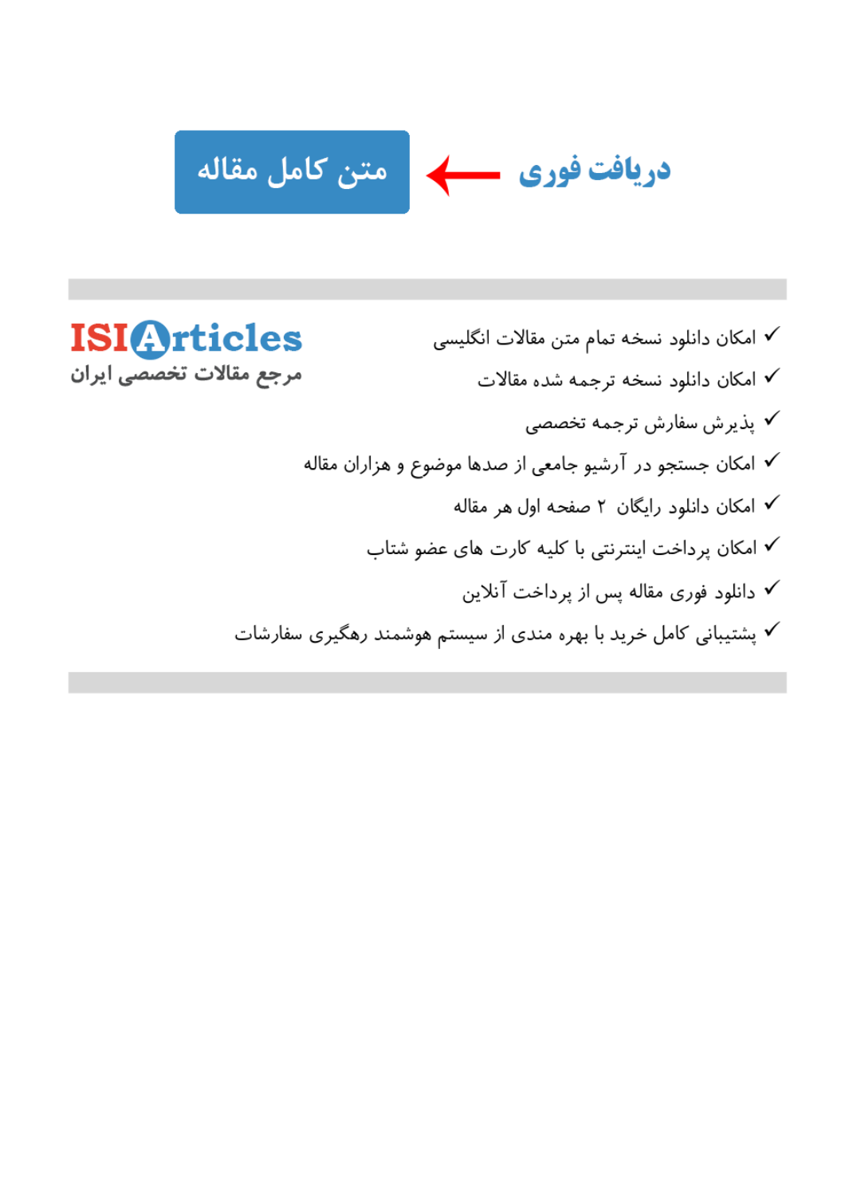دریافت فوری ← متن کامل مقاله

ISIArticles
مرجع مقالات تخصصی ایران

- ✓ امکان دانلود نسخه تمام متن مقالات انگلیسی
- ✓ امکان دانلود نسخه ترجمه شده مقالات
- ✓ پذیرش سفارش ترجمه تخصصی
- ✓ امکان جستجو در آرشیو جامعی از صدها موضوع و هزاران مقاله
- ✓ امکان دانلود رایگان ۲ صفحه اول هر مقاله
- ✓ امکان پرداخت اینترنتی با کلیه کارت های عضو شتاب
- ✓ دانلود فوری مقاله پس از پرداخت آنلاین
- ✓ پشتیبانی کامل خرید با بهره مندی از سیستم هوشمند رهگیری سفارشات